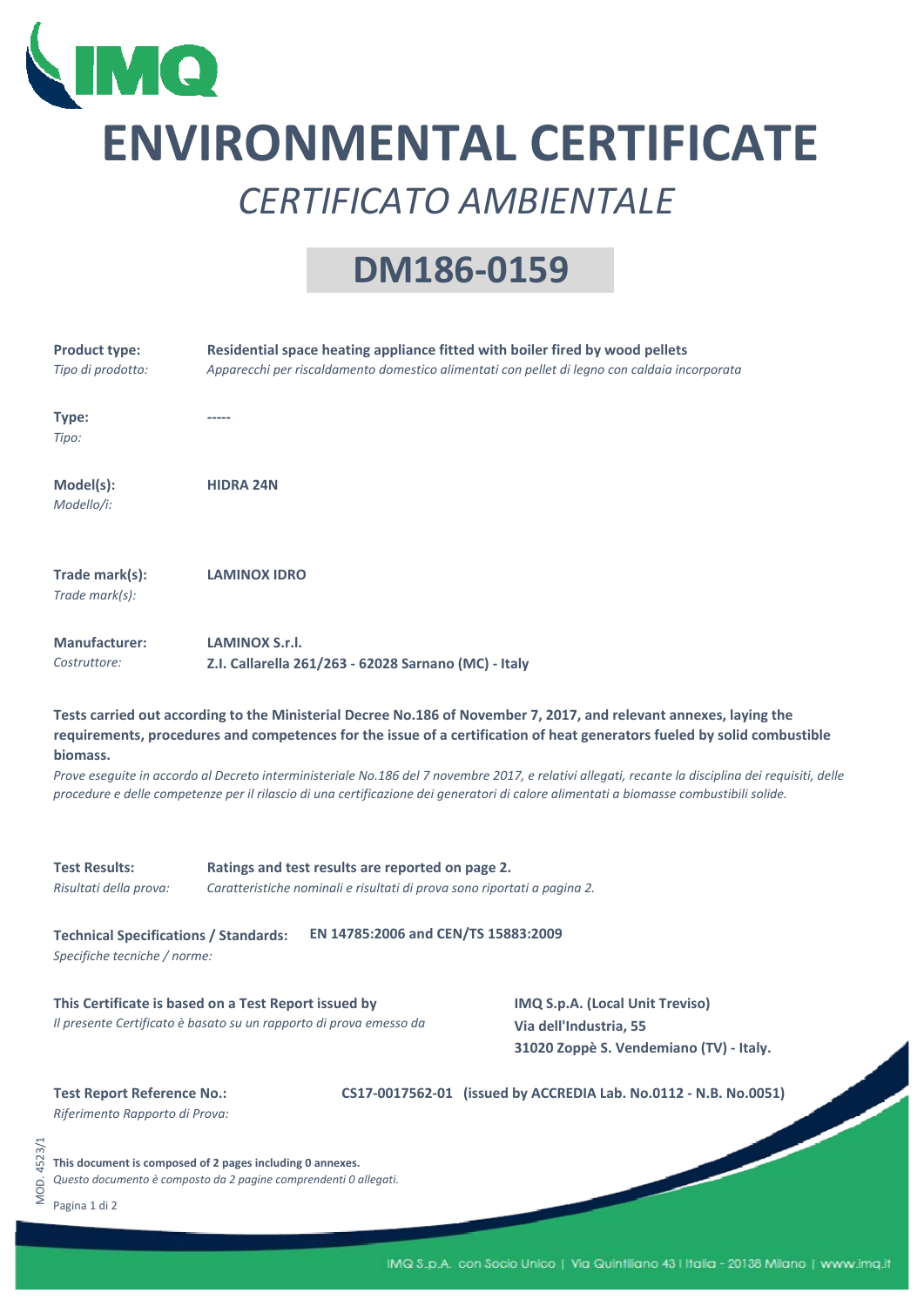# ENVIRONMENTAL CERTIFICATE

## *CERTIFICATO AMBIENTALE*

## DM186-0159

| | |
|---|---|
| **Product type:** *Tipo di prodotto:* | **Residential space heating appliance fitted with boiler fired by wood pellets** *Apparecchi per riscaldamento domestico alimentati con pellet di legno con caldaia incorporata* |
| **Type:** *Tipo:* | ----- |
| **Model(s):** *Modello/i:* | **HIDRA 24N** |
| **Trade mark(s):** *Trade mark(s):* | **LAMINOX IDRO** |
| **Manufacturer:** *Costruttore:* | **LAMINOX S.r.l.** **Z.I. Callarella 261/263 - 62028 Sarnano (MC) - Italy** |

**Tests carried out according to the Ministerial Decree No.186 of November 7, 2017, and relevant annexes, laying the requirements, procedures and competences for the issue of a certification of heat generators fueled by solid combustible biomass.**

*Prove eseguite in accordo al Decreto interministeriale No.186 del 7 novembre 2017, e relativi allegati, recante la disciplina dei requisiti, delle procedure e delle competenze per il rilascio di una certificazione dei generatori di calore alimentati a biomasse combustibili solide.*

**Test Results:** **Ratings and test results are reported on page 2.**
*Risultati della prova:* *Caratteristiche nominali e risultati di prova sono riportati a pagina 2.*

**Technical Specifications / Standards:** **EN 14785:2006 and CEN/TS 15883:2009**
*Specifiche tecniche / norme:*

**This Certificate is based on a Test Report issued by**
*Il presente Certificato è basato su un rapporto di prova emesso da*

**IMQ S.p.A. (Local Unit Treviso)**
**Via dell'Industria, 55**
**31020 Zoppè S. Vendemiano (TV) - Italy.**

**Test Report Reference No.:** **CS17-0017562-01 (issued by ACCREDIA Lab. No.0112 - N.B. No.0051)**
*Riferimento Rapporto di Prova:*

**This document is composed of 2 pages including 0 annexes.**
*Questo documento è composto da 2 pagine comprendenti 0 allegati.*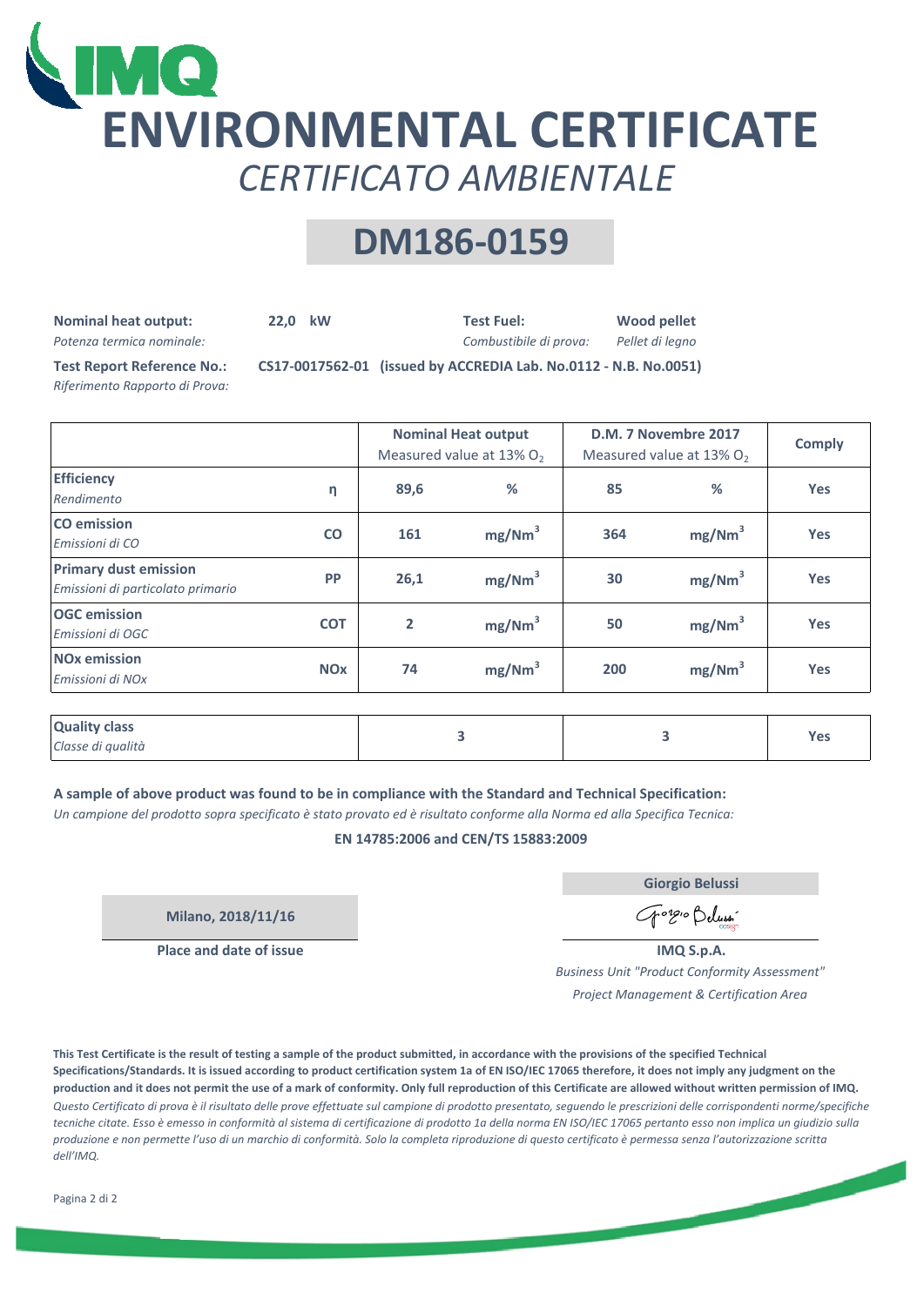# ENVIRONMENTAL CERTIFICATE

*CERTIFICATO AMBIENTALE*

## DM186-0159

**Nominal heat output:** **22,0 kW**
*Potenza termica nominale:*

**Test Fuel:** **Wood pellet**
*Combustibile di prova:* *Pellet di legno*

**Test Report Reference No.:** **CS17-0017562-01 (issued by ACCREDIA Lab. No.0112 - N.B. No.0051)**
*Riferimento Rapporto di Prova:*

| | | Nominal Heat output Measured value at 13% $O_2$ | | D.M. 7 Novembre 2017 Measured value at 13% $O_2$ | | Comply |
|---|---|---|---|---|---|---|
| **Efficiency** *Rendimento* | η | 89,6 | % | 85 | % | Yes |
| **CO emission** *Emissioni di CO* | CO | 161 | $mg/Nm^3$ | 364 | $mg/Nm^3$ | Yes |
| **Primary dust emission** *Emissioni di particolato primario* | PP | 26,1 | $mg/Nm^3$ | 30 | $mg/Nm^3$ | Yes |
| **OGC emission** *Emissioni di OGC* | COT | 2 | $mg/Nm^3$ | 50 | $mg/Nm^3$ | Yes |
| **NOx emission** *Emissioni di NOx* | NOx | 74 | $mg/Nm^3$ | 200 | $mg/Nm^3$ | Yes |

| | | | |
|---|---|---|---|
| **Quality class** *Classe di qualità* | 3 | 3 | Yes |

**A sample of above product was found to be in compliance with the Standard and Technical Specification:**
*Un campione del prodotto sopra specificato è stato provato ed è risultato conforme alla Norma ed alla Specifica Tecnica:*

**EN 14785:2006 and CEN/TS 15883:2009**

**Milano, 2018/11/16**

**Place and date of issue**

**Giorgio Belussi**

**IMQ S.p.A.**
*Business Unit "Product Conformity Assessment"*
*Project Management & Certification Area*

**This Test Certificate is the result of testing a sample of the product submitted, in accordance with the provisions of the specified Technical Specifications/Standards. It is issued according to product certification system 1a of EN ISO/IEC 17065 therefore, it does not imply any judgment on the production and it does not permit the use of a mark of conformity. Only full reproduction of this Certificate are allowed without written permission of IMQ.**
*Questo Certificato di prova è il risultato delle prove effettuate sul campione di prodotto presentato, seguendo le prescrizioni delle corrispondenti norme/specifiche tecniche citate. Esso è emesso in conformità al sistema di certificazione di prodotto 1a della norma EN ISO/IEC 17065 pertanto esso non implica un giudizio sulla produzione e non permette l'uso di un marchio di conformità. Solo la completa riproduzione di questo certificato è permessa senza l'autorizzazione scritta dell'IMQ.*